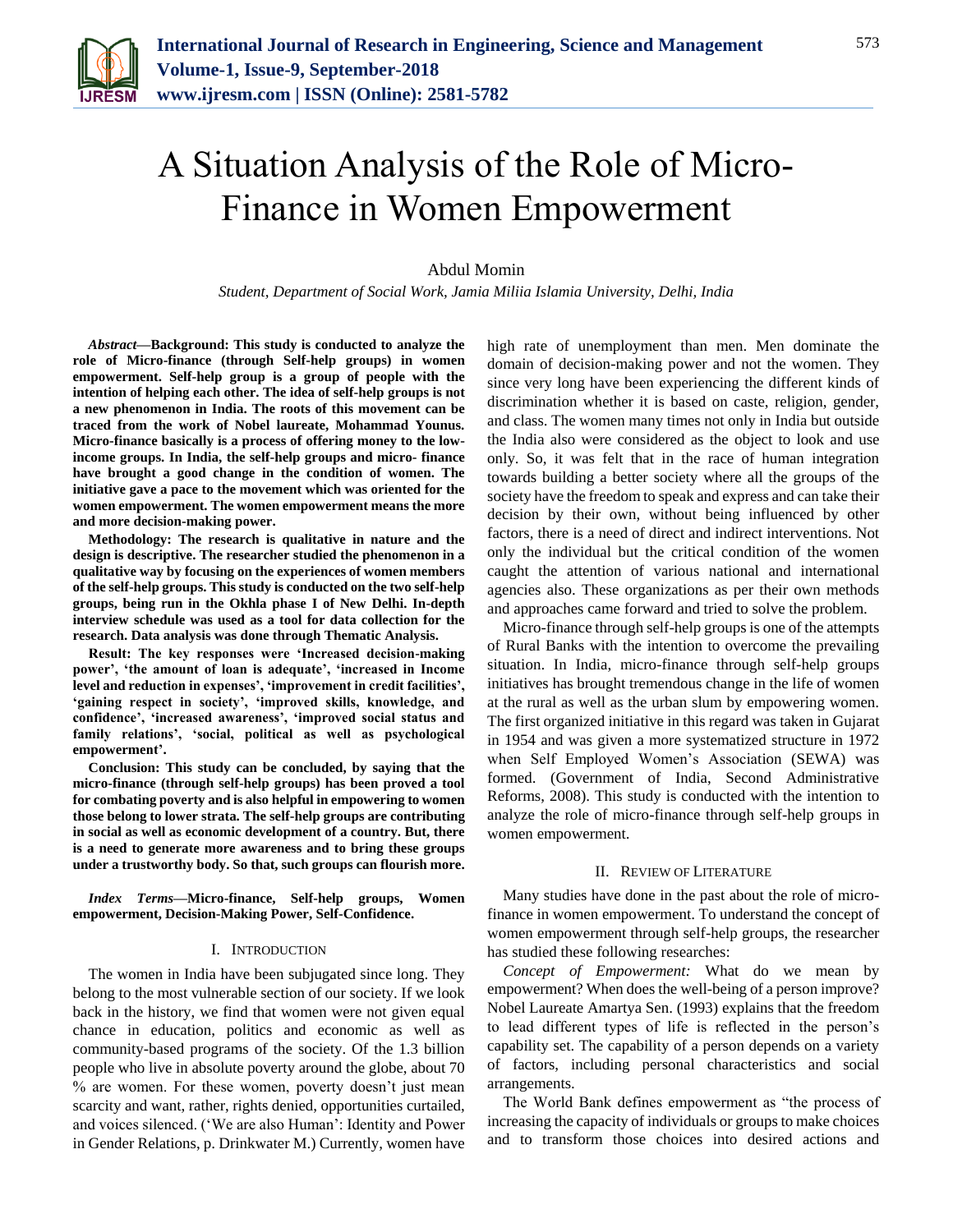# A Situation Analysis of the Role of Micro-Finance in Women Empowerment

Abdul Momin

*Student, Department of Social Work, Jamia Miliia Islamia University, Delhi, India*

***Abstract*—Background: This study is conducted to analyze the role of Micro-finance (through Self-help groups) in women empowerment. Self-help group is a group of people with the intention of helping each other. The idea of self-help groups is not a new phenomenon in India. The roots of this movement can be traced from the work of Nobel laureate, Mohammad Younus. Micro-finance basically is a process of offering money to the low-income groups. In India, the self-help groups and micro- finance have brought a good change in the condition of women. The initiative gave a pace to the movement which was oriented for the women empowerment. The women empowerment means the more and more decision-making power.**

**Methodology: The research is qualitative in nature and the design is descriptive. The researcher studied the phenomenon in a qualitative way by focusing on the experiences of women members of the self-help groups. This study is conducted on the two self-help groups, being run in the Okhla phase I of New Delhi. In-depth interview schedule was used as a tool for data collection for the research. Data analysis was done through Thematic Analysis.**

**Result: The key responses were 'Increased decision-making power', 'the amount of loan is adequate', 'increased in Income level and reduction in expenses', 'improvement in credit facilities', 'gaining respect in society', 'improved skills, knowledge, and confidence', 'increased awareness', 'improved social status and family relations', 'social, political as well as psychological empowerment'.**

**Conclusion: This study can be concluded, by saying that the micro-finance (through self-help groups) has been proved a tool for combating poverty and is also helpful in empowering to women those belong to lower strata. The self-help groups are contributing in social as well as economic development of a country. But, there is a need to generate more awareness and to bring these groups under a trustworthy body. So that, such groups can flourish more.**

***Index Terms*—Micro-finance, Self-help groups, Women empowerment, Decision-Making Power, Self-Confidence.**

## I. Introduction

The women in India have been subjugated since long. They belong to the most vulnerable section of our society. If we look back in the history, we find that women were not given equal chance in education, politics and economic as well as community-based programs of the society. Of the 1.3 billion people who live in absolute poverty around the globe, about 70 % are women. For these women, poverty doesn't just mean scarcity and want, rather, rights denied, opportunities curtailed, and voices silenced. ('We are also Human': Identity and Power in Gender Relations, p. Drinkwater M.) Currently, women have high rate of unemployment than men. Men dominate the domain of decision-making power and not the women. They since very long have been experiencing the different kinds of discrimination whether it is based on caste, religion, gender, and class. The women many times not only in India but outside the India also were considered as the object to look and use only. So, it was felt that in the race of human integration towards building a better society where all the groups of the society have the freedom to speak and express and can take their decision by their own, without being influenced by other factors, there is a need of direct and indirect interventions. Not only the individual but the critical condition of the women caught the attention of various national and international agencies also. These organizations as per their own methods and approaches came forward and tried to solve the problem.

Micro-finance through self-help groups is one of the attempts of Rural Banks with the intention to overcome the prevailing situation. In India, micro-finance through self-help groups initiatives has brought tremendous change in the life of women at the rural as well as the urban slum by empowering women. The first organized initiative in this regard was taken in Gujarat in 1954 and was given a more systematized structure in 1972 when Self Employed Women's Association (SEWA) was formed. (Government of India, Second Administrative Reforms, 2008). This study is conducted with the intention to analyze the role of micro-finance through self-help groups in women empowerment.

## II. Review of Literature

Many studies have done in the past about the role of micro-finance in women empowerment. To understand the concept of women empowerment through self-help groups, the researcher has studied these following researches:

*Concept of Empowerment:* What do we mean by empowerment? When does the well-being of a person improve? Nobel Laureate Amartya Sen. (1993) explains that the freedom to lead different types of life is reflected in the person's capability set. The capability of a person depends on a variety of factors, including personal characteristics and social arrangements.

The World Bank defines empowerment as "the process of increasing the capacity of individuals or groups to make choices and to transform those choices into desired actions and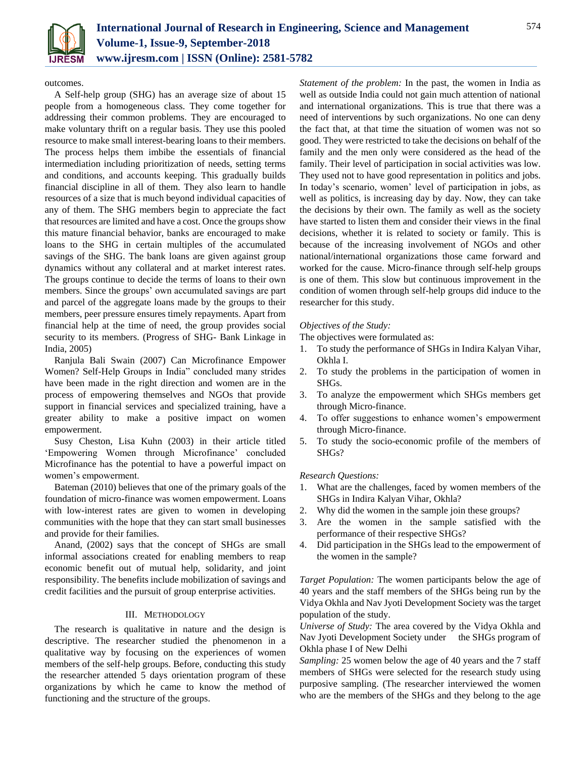outcomes.

A Self-help group (SHG) has an average size of about 15 people from a homogeneous class. They come together for addressing their common problems. They are encouraged to make voluntary thrift on a regular basis. They use this pooled resource to make small interest-bearing loans to their members. The process helps them imbibe the essentials of financial intermediation including prioritization of needs, setting terms and conditions, and accounts keeping. This gradually builds financial discipline in all of them. They also learn to handle resources of a size that is much beyond individual capacities of any of them. The SHG members begin to appreciate the fact that resources are limited and have a cost. Once the groups show this mature financial behavior, banks are encouraged to make loans to the SHG in certain multiples of the accumulated savings of the SHG. The bank loans are given against group dynamics without any collateral and at market interest rates. The groups continue to decide the terms of loans to their own members. Since the groups' own accumulated savings are part and parcel of the aggregate loans made by the groups to their members, peer pressure ensures timely repayments. Apart from financial help at the time of need, the group provides social security to its members. (Progress of SHG- Bank Linkage in India, 2005)

Ranjula Bali Swain (2007) Can Microfinance Empower Women? Self-Help Groups in India" concluded many strides have been made in the right direction and women are in the process of empowering themselves and NGOs that provide support in financial services and specialized training, have a greater ability to make a positive impact on women empowerment.

Susy Cheston, Lisa Kuhn (2003) in their article titled 'Empowering Women through Microfinance' concluded Microfinance has the potential to have a powerful impact on women's empowerment.

Bateman (2010) believes that one of the primary goals of the foundation of micro-finance was women empowerment. Loans with low-interest rates are given to women in developing communities with the hope that they can start small businesses and provide for their families.

Anand, (2002) says that the concept of SHGs are small informal associations created for enabling members to reap economic benefit out of mutual help, solidarity, and joint responsibility. The benefits include mobilization of savings and credit facilities and the pursuit of group enterprise activities.

## III. Methodology

The research is qualitative in nature and the design is descriptive. The researcher studied the phenomenon in a qualitative way by focusing on the experiences of women members of the self-help groups. Before, conducting this study the researcher attended 5 days orientation program of these organizations by which he came to know the method of functioning and the structure of the groups.

*Statement of the problem:* In the past, the women in India as well as outside India could not gain much attention of national and international organizations. This is true that there was a need of interventions by such organizations. No one can deny the fact that, at that time the situation of women was not so good. They were restricted to take the decisions on behalf of the family and the men only were considered as the head of the family. Their level of participation in social activities was low. They used not to have good representation in politics and jobs. In today's scenario, women' level of participation in jobs, as well as politics, is increasing day by day. Now, they can take the decisions by their own. The family as well as the society have started to listen them and consider their views in the final decisions, whether it is related to society or family. This is because of the increasing involvement of NGOs and other national/international organizations those came forward and worked for the cause. Micro-finance through self-help groups is one of them. This slow but continuous improvement in the condition of women through self-help groups did induce to the researcher for this study.

*Objectives of the Study:*

The objectives were formulated as:

1. To study the performance of SHGs in Indira Kalyan Vihar, Okhla I.
2. To study the problems in the participation of women in SHGs.
3. To analyze the empowerment which SHGs members get through Micro-finance.
4. To offer suggestions to enhance women's empowerment through Micro-finance.
5. To study the socio-economic profile of the members of SHGs?

*Research Questions:*

1. What are the challenges, faced by women members of the SHGs in Indira Kalyan Vihar, Okhla?
2. Why did the women in the sample join these groups?
3. Are the women in the sample satisfied with the performance of their respective SHGs?
4. Did participation in the SHGs lead to the empowerment of the women in the sample?

*Target Population:* The women participants below the age of 40 years and the staff members of the SHGs being run by the Vidya Okhla and Nav Jyoti Development Society was the target population of the study.

*Universe of Study:* The area covered by the Vidya Okhla and Nav Jyoti Development Society under the SHGs program of Okhla phase I of New Delhi

*Sampling:* 25 women below the age of 40 years and the 7 staff members of SHGs were selected for the research study using purposive sampling. (The researcher interviewed the women who are the members of the SHGs and they belong to the age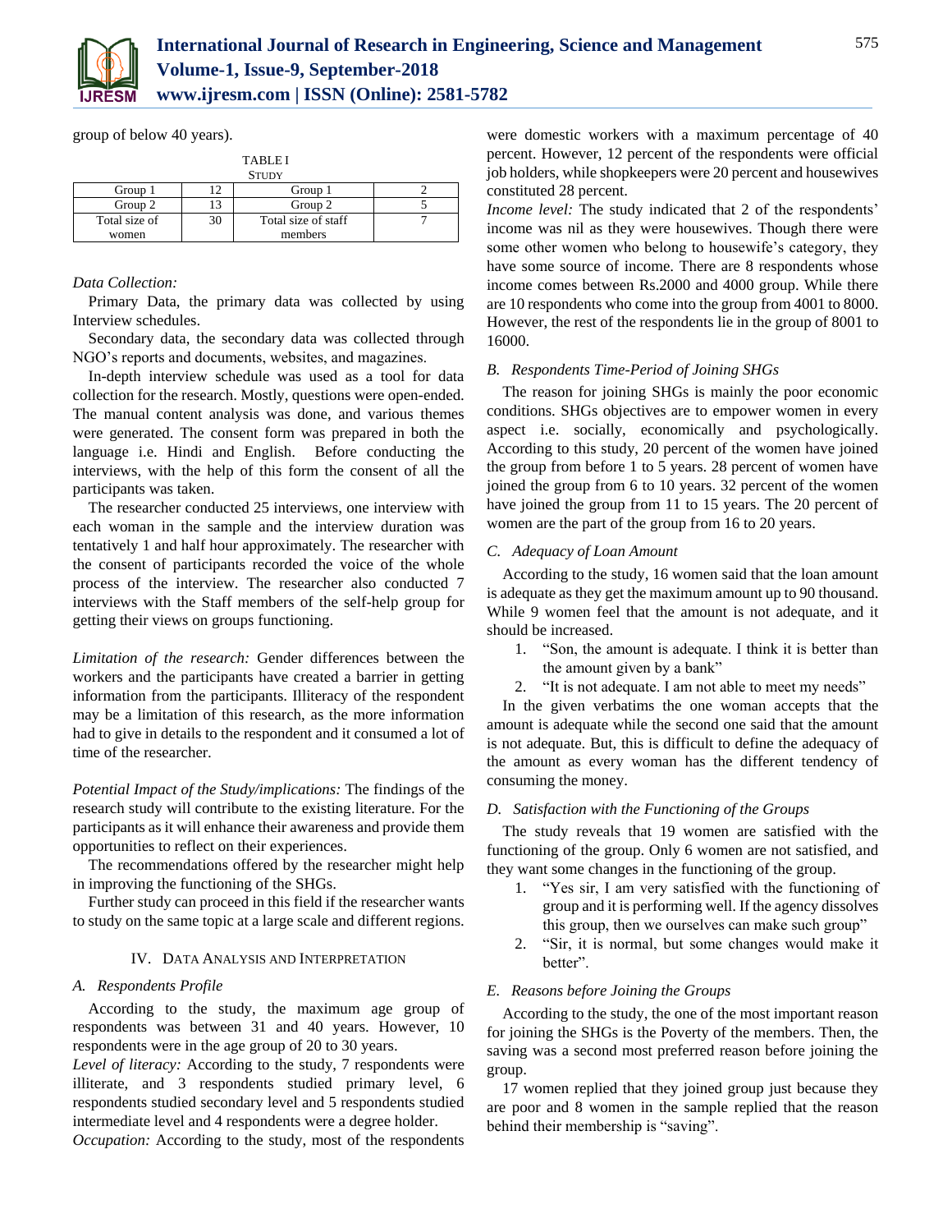group of below 40 years).

TABLE I
STUDY

| Group 1 | 12 | Group 1 | 2 |
|---|---|---|---|
| Group 2 | 13 | Group 2 | 5 |
| Total size of women | 30 | Total size of staff members | 7 |

*Data Collection:*

Primary Data, the primary data was collected by using Interview schedules.

Secondary data, the secondary data was collected through NGO's reports and documents, websites, and magazines.

In-depth interview schedule was used as a tool for data collection for the research. Mostly, questions were open-ended. The manual content analysis was done, and various themes were generated. The consent form was prepared in both the language i.e. Hindi and English. Before conducting the interviews, with the help of this form the consent of all the participants was taken.

The researcher conducted 25 interviews, one interview with each woman in the sample and the interview duration was tentatively 1 and half hour approximately. The researcher with the consent of participants recorded the voice of the whole process of the interview. The researcher also conducted 7 interviews with the Staff members of the self-help group for getting their views on groups functioning.

*Limitation of the research:* Gender differences between the workers and the participants have created a barrier in getting information from the participants. Illiteracy of the respondent may be a limitation of this research, as the more information had to give in details to the respondent and it consumed a lot of time of the researcher.

*Potential Impact of the Study/implications:* The findings of the research study will contribute to the existing literature. For the participants as it will enhance their awareness and provide them opportunities to reflect on their experiences.

The recommendations offered by the researcher might help in improving the functioning of the SHGs.

Further study can proceed in this field if the researcher wants to study on the same topic at a large scale and different regions.

## IV. DATA ANALYSIS AND INTERPRETATION

### *A. Respondents Profile*

According to the study, the maximum age group of respondents was between 31 and 40 years. However, 10 respondents were in the age group of 20 to 30 years.

*Level of literacy:* According to the study, 7 respondents were illiterate, and 3 respondents studied primary level, 6 respondents studied secondary level and 5 respondents studied intermediate level and 4 respondents were a degree holder.

*Occupation:* According to the study, most of the respondents were domestic workers with a maximum percentage of 40 percent. However, 12 percent of the respondents were official job holders, while shopkeepers were 20 percent and housewives constituted 28 percent.

*Income level:* The study indicated that 2 of the respondents' income was nil as they were housewives. Though there were some other women who belong to housewife's category, they have some source of income. There are 8 respondents whose income comes between Rs.2000 and 4000 group. While there are 10 respondents who come into the group from 4001 to 8000. However, the rest of the respondents lie in the group of 8001 to 16000.

### *B. Respondents Time-Period of Joining SHGs*

The reason for joining SHGs is mainly the poor economic conditions. SHGs objectives are to empower women in every aspect i.e. socially, economically and psychologically. According to this study, 20 percent of the women have joined the group from before 1 to 5 years. 28 percent of women have joined the group from 6 to 10 years. 32 percent of the women have joined the group from 11 to 15 years. The 20 percent of women are the part of the group from 16 to 20 years.

### *C. Adequacy of Loan Amount*

According to the study, 16 women said that the loan amount is adequate as they get the maximum amount up to 90 thousand. While 9 women feel that the amount is not adequate, and it should be increased.

1. "Son, the amount is adequate. I think it is better than the amount given by a bank"
2. "It is not adequate. I am not able to meet my needs"

In the given verbatims the one woman accepts that the amount is adequate while the second one said that the amount is not adequate. But, this is difficult to define the adequacy of the amount as every woman has the different tendency of consuming the money.

### *D. Satisfaction with the Functioning of the Groups*

The study reveals that 19 women are satisfied with the functioning of the group. Only 6 women are not satisfied, and they want some changes in the functioning of the group.

1. "Yes sir, I am very satisfied with the functioning of group and it is performing well. If the agency dissolves this group, then we ourselves can make such group"
2. "Sir, it is normal, but some changes would make it better".

### *E. Reasons before Joining the Groups*

According to the study, the one of the most important reason for joining the SHGs is the Poverty of the members. Then, the saving was a second most preferred reason before joining the group.

17 women replied that they joined group just because they are poor and 8 women in the sample replied that the reason behind their membership is "saving".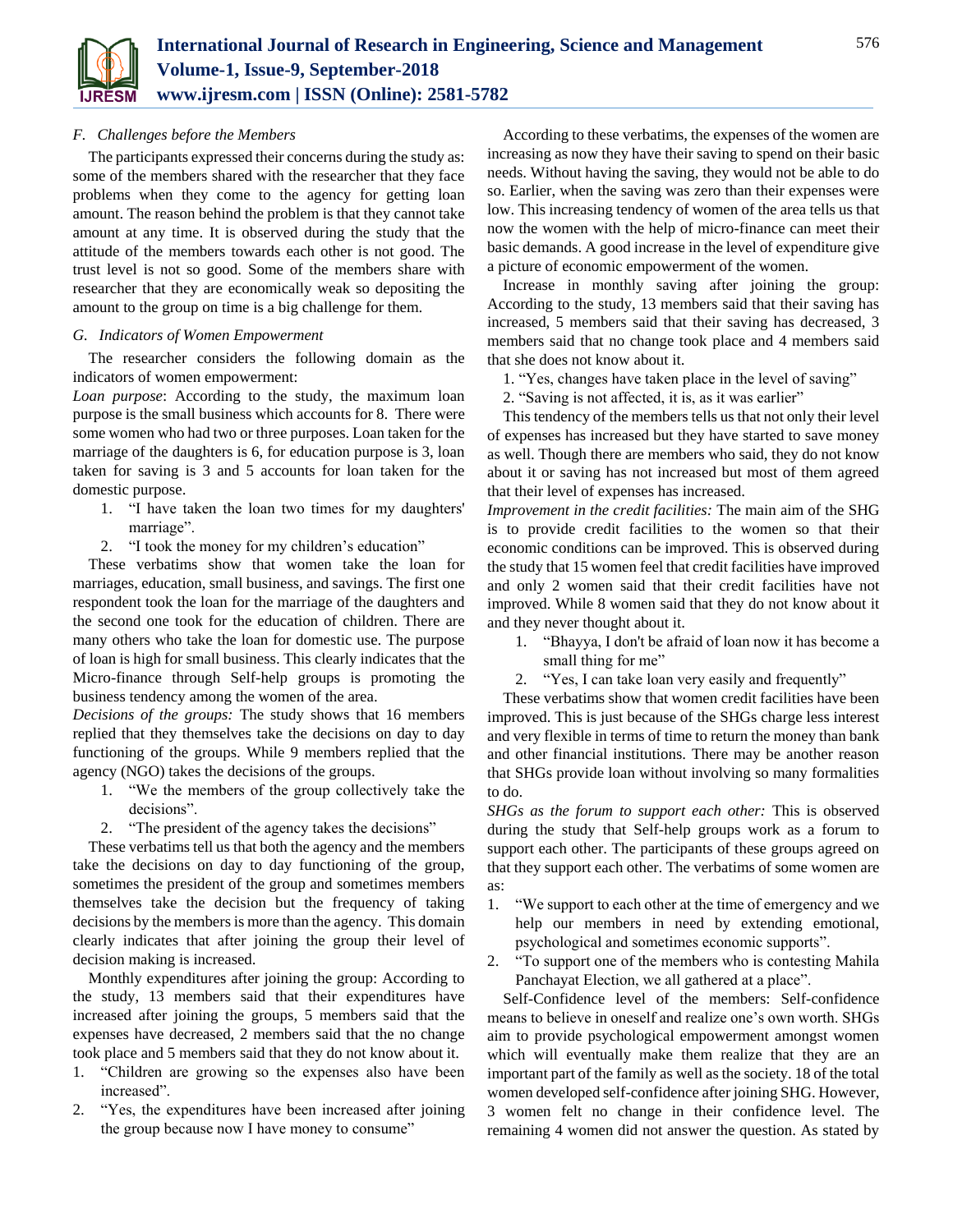### F. Challenges before the Members

The participants expressed their concerns during the study as: some of the members shared with the researcher that they face problems when they come to the agency for getting loan amount. The reason behind the problem is that they cannot take amount at any time. It is observed during the study that the attitude of the members towards each other is not good. The trust level is not so good. Some of the members share with researcher that they are economically weak so depositing the amount to the group on time is a big challenge for them.

### G. Indicators of Women Empowerment

The researcher considers the following domain as the indicators of women empowerment:

*Loan purpose*: According to the study, the maximum loan purpose is the small business which accounts for 8. There were some women who had two or three purposes. Loan taken for the marriage of the daughters is 6, for education purpose is 3, loan taken for saving is 3 and 5 accounts for loan taken for the domestic purpose.

1. "I have taken the loan two times for my daughters' marriage".
2. "I took the money for my children's education"

These verbatims show that women take the loan for marriages, education, small business, and savings. The first one respondent took the loan for the marriage of the daughters and the second one took for the education of children. There are many others who take the loan for domestic use. The purpose of loan is high for small business. This clearly indicates that the Micro-finance through Self-help groups is promoting the business tendency among the women of the area.

*Decisions of the groups:* The study shows that 16 members replied that they themselves take the decisions on day to day functioning of the groups. While 9 members replied that the agency (NGO) takes the decisions of the groups.

1. "We the members of the group collectively take the decisions".
2. "The president of the agency takes the decisions"

These verbatims tell us that both the agency and the members take the decisions on day to day functioning of the group, sometimes the president of the group and sometimes members themselves take the decision but the frequency of taking decisions by the members is more than the agency. This domain clearly indicates that after joining the group their level of decision making is increased.

Monthly expenditures after joining the group: According to the study, 13 members said that their expenditures have increased after joining the groups, 5 members said that the expenses have decreased, 2 members said that the no change took place and 5 members said that they do not know about it.

1. "Children are growing so the expenses also have been increased".
2. "Yes, the expenditures have been increased after joining the group because now I have money to consume"

According to these verbatims, the expenses of the women are increasing as now they have their saving to spend on their basic needs. Without having the saving, they would not be able to do so. Earlier, when the saving was zero than their expenses were low. This increasing tendency of women of the area tells us that now the women with the help of micro-finance can meet their basic demands. A good increase in the level of expenditure give a picture of economic empowerment of the women.

Increase in monthly saving after joining the group: According to the study, 13 members said that their saving has increased, 5 members said that their saving has decreased, 3 members said that no change took place and 4 members said that she does not know about it.

1. "Yes, changes have taken place in the level of saving"
2. "Saving is not affected, it is, as it was earlier"

This tendency of the members tells us that not only their level of expenses has increased but they have started to save money as well. Though there are members who said, they do not know about it or saving has not increased but most of them agreed that their level of expenses has increased.

*Improvement in the credit facilities:* The main aim of the SHG is to provide credit facilities to the women so that their economic conditions can be improved. This is observed during the study that 15 women feel that credit facilities have improved and only 2 women said that their credit facilities have not improved. While 8 women said that they do not know about it and they never thought about it.

1. "Bhayya, I don't be afraid of loan now it has become a small thing for me"
2. "Yes, I can take loan very easily and frequently"

These verbatims show that women credit facilities have been improved. This is just because of the SHGs charge less interest and very flexible in terms of time to return the money than bank and other financial institutions. There may be another reason that SHGs provide loan without involving so many formalities to do.

*SHGs as the forum to support each other:* This is observed during the study that Self-help groups work as a forum to support each other. The participants of these groups agreed on that they support each other. The verbatims of some women are as:

1. "We support to each other at the time of emergency and we help our members in need by extending emotional, psychological and sometimes economic supports".
2. "To support one of the members who is contesting Mahila Panchayat Election, we all gathered at a place".

Self-Confidence level of the members: Self-confidence means to believe in oneself and realize one's own worth. SHGs aim to provide psychological empowerment amongst women which will eventually make them realize that they are an important part of the family as well as the society. 18 of the total women developed self-confidence after joining SHG. However, 3 women felt no change in their confidence level. The remaining 4 women did not answer the question. As stated by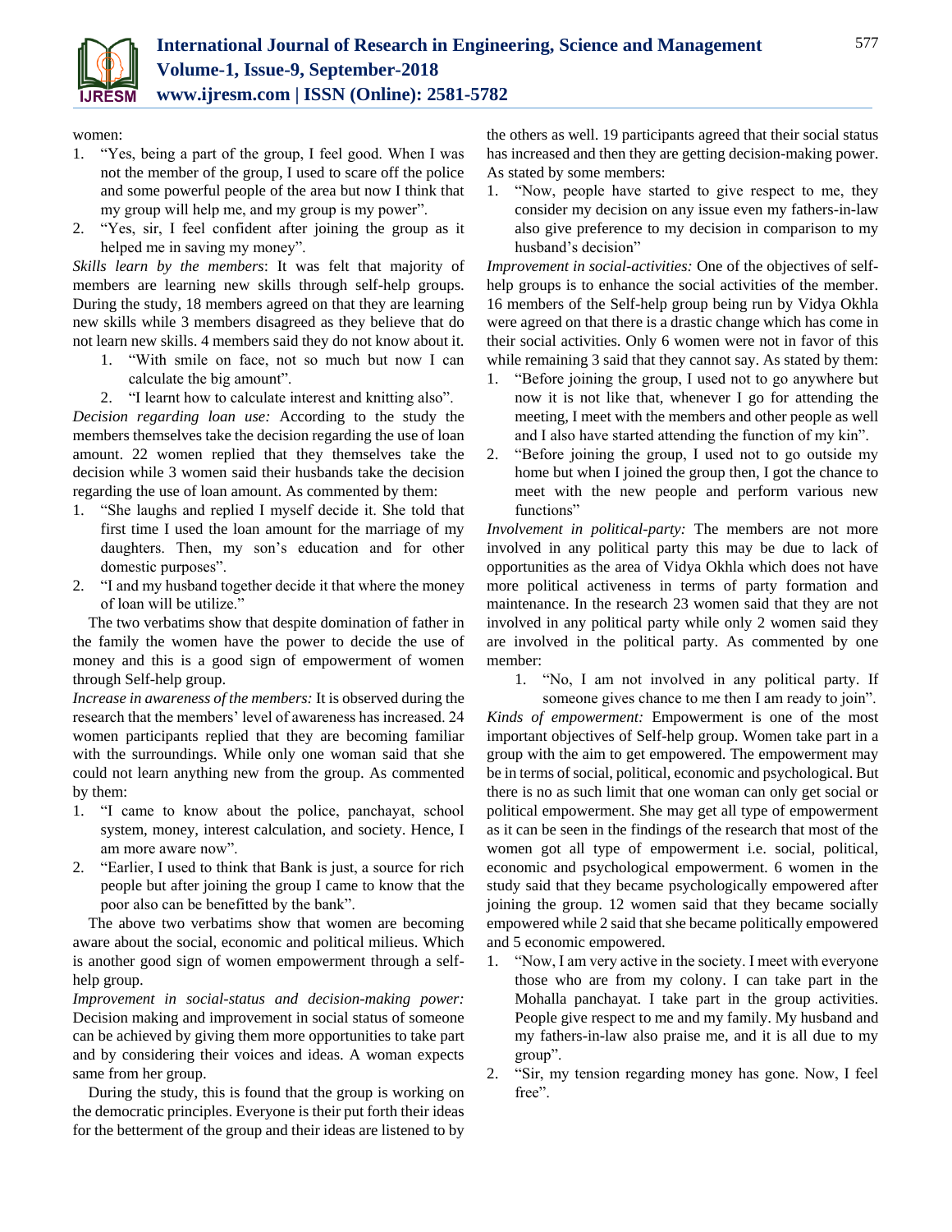women:

1. "Yes, being a part of the group, I feel good. When I was not the member of the group, I used to scare off the police and some powerful people of the area but now I think that my group will help me, and my group is my power".
2. "Yes, sir, I feel confident after joining the group as it helped me in saving my money".

*Skills learn by the members*: It was felt that majority of members are learning new skills through self-help groups. During the study, 18 members agreed on that they are learning new skills while 3 members disagreed as they believe that do not learn new skills. 4 members said they do not know about it.

1. "With smile on face, not so much but now I can calculate the big amount".
2. "I learnt how to calculate interest and knitting also".

*Decision regarding loan use:* According to the study the members themselves take the decision regarding the use of loan amount. 22 women replied that they themselves take the decision while 3 women said their husbands take the decision regarding the use of loan amount. As commented by them:

1. "She laughs and replied I myself decide it. She told that first time I used the loan amount for the marriage of my daughters. Then, my son's education and for other domestic purposes".
2. "I and my husband together decide it that where the money of loan will be utilize."

The two verbatims show that despite domination of father in the family the women have the power to decide the use of money and this is a good sign of empowerment of women through Self-help group.

*Increase in awareness of the members:* It is observed during the research that the members' level of awareness has increased. 24 women participants replied that they are becoming familiar with the surroundings. While only one woman said that she could not learn anything new from the group. As commented by them:

1. "I came to know about the police, panchayat, school system, money, interest calculation, and society. Hence, I am more aware now".
2. "Earlier, I used to think that Bank is just, a source for rich people but after joining the group I came to know that the poor also can be benefitted by the bank".

The above two verbatims show that women are becoming aware about the social, economic and political milieus. Which is another good sign of women empowerment through a self-help group.

*Improvement in social-status and decision-making power:* Decision making and improvement in social status of someone can be achieved by giving them more opportunities to take part and by considering their voices and ideas. A woman expects same from her group.

During the study, this is found that the group is working on the democratic principles. Everyone is their put forth their ideas for the betterment of the group and their ideas are listened to by the others as well. 19 participants agreed that their social status has increased and then they are getting decision-making power. As stated by some members:

1. "Now, people have started to give respect to me, they consider my decision on any issue even my fathers-in-law also give preference to my decision in comparison to my husband's decision"

*Improvement in social-activities:* One of the objectives of self-help groups is to enhance the social activities of the member. 16 members of the Self-help group being run by Vidya Okhla were agreed on that there is a drastic change which has come in their social activities. Only 6 women were not in favor of this while remaining 3 said that they cannot say. As stated by them:

1. "Before joining the group, I used not to go anywhere but now it is not like that, whenever I go for attending the meeting, I meet with the members and other people as well and I also have started attending the function of my kin".
2. "Before joining the group, I used not to go outside my home but when I joined the group then, I got the chance to meet with the new people and perform various new functions"

*Involvement in political-party:* The members are not more involved in any political party this may be due to lack of opportunities as the area of Vidya Okhla which does not have more political activeness in terms of party formation and maintenance. In the research 23 women said that they are not involved in any political party while only 2 women said they are involved in the political party. As commented by one member:

1. "No, I am not involved in any political party. If someone gives chance to me then I am ready to join".

*Kinds of empowerment:* Empowerment is one of the most important objectives of Self-help group. Women take part in a group with the aim to get empowered. The empowerment may be in terms of social, political, economic and psychological. But there is no as such limit that one woman can only get social or political empowerment. She may get all type of empowerment as it can be seen in the findings of the research that most of the women got all type of empowerment i.e. social, political, economic and psychological empowerment. 6 women in the study said that they became psychologically empowered after joining the group. 12 women said that they became socially empowered while 2 said that she became politically empowered and 5 economic empowered.

1. "Now, I am very active in the society. I meet with everyone those who are from my colony. I can take part in the Mohalla panchayat. I take part in the group activities. People give respect to me and my family. My husband and my fathers-in-law also praise me, and it is all due to my group".
2. "Sir, my tension regarding money has gone. Now, I feel free".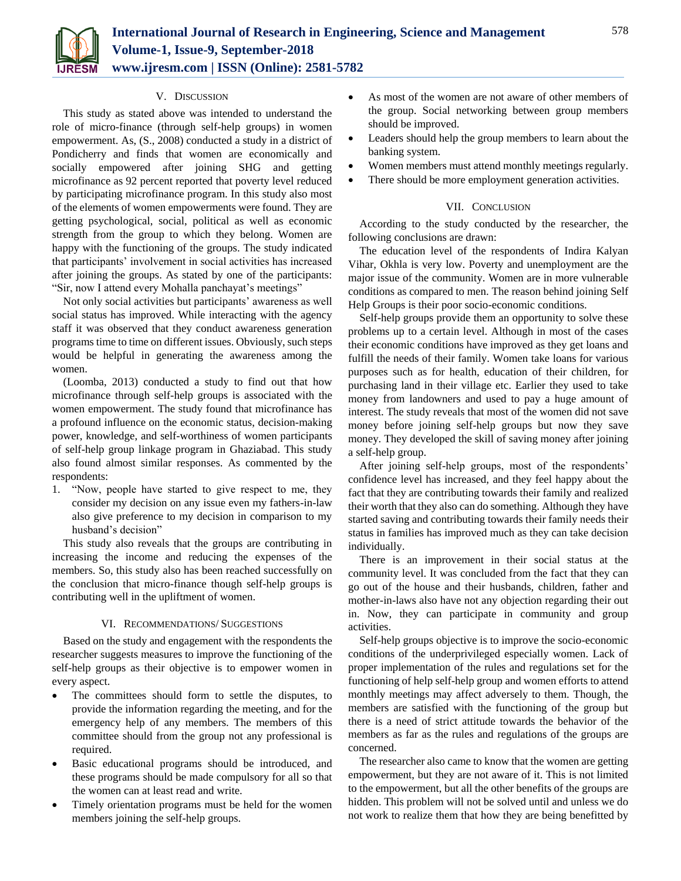## V. Discussion

This study as stated above was intended to understand the role of micro-finance (through self-help groups) in women empowerment. As, (S., 2008) conducted a study in a district of Pondicherry and finds that women are economically and socially empowered after joining SHG and getting microfinance as 92 percent reported that poverty level reduced by participating microfinance program. In this study also most of the elements of women empowerments were found. They are getting psychological, social, political as well as economic strength from the group to which they belong. Women are happy with the functioning of the groups. The study indicated that participants' involvement in social activities has increased after joining the groups. As stated by one of the participants: "Sir, now I attend every Mohalla panchayat's meetings"

Not only social activities but participants' awareness as well social status has improved. While interacting with the agency staff it was observed that they conduct awareness generation programs time to time on different issues. Obviously, such steps would be helpful in generating the awareness among the women.

(Loomba, 2013) conducted a study to find out that how microfinance through self-help groups is associated with the women empowerment. The study found that microfinance has a profound influence on the economic status, decision-making power, knowledge, and self-worthiness of women participants of self-help group linkage program in Ghaziabad. This study also found almost similar responses. As commented by the respondents:

1. "Now, people have started to give respect to me, they consider my decision on any issue even my fathers-in-law also give preference to my decision in comparison to my husband's decision"

This study also reveals that the groups are contributing in increasing the income and reducing the expenses of the members. So, this study also has been reached successfully on the conclusion that micro-finance though self-help groups is contributing well in the upliftment of women.

## VI. Recommendations/ Suggestions

Based on the study and engagement with the respondents the researcher suggests measures to improve the functioning of the self-help groups as their objective is to empower women in every aspect.

- The committees should form to settle the disputes, to provide the information regarding the meeting, and for the emergency help of any members. The members of this committee should from the group not any professional is required.
- Basic educational programs should be introduced, and these programs should be made compulsory for all so that the women can at least read and write.
- Timely orientation programs must be held for the women members joining the self-help groups.
- As most of the women are not aware of other members of the group. Social networking between group members should be improved.
- Leaders should help the group members to learn about the banking system.
- Women members must attend monthly meetings regularly.
- There should be more employment generation activities.

## VII. Conclusion

According to the study conducted by the researcher, the following conclusions are drawn:

The education level of the respondents of Indira Kalyan Vihar, Okhla is very low. Poverty and unemployment are the major issue of the community. Women are in more vulnerable conditions as compared to men. The reason behind joining Self Help Groups is their poor socio-economic conditions.

Self-help groups provide them an opportunity to solve these problems up to a certain level. Although in most of the cases their economic conditions have improved as they get loans and fulfill the needs of their family. Women take loans for various purposes such as for health, education of their children, for purchasing land in their village etc. Earlier they used to take money from landowners and used to pay a huge amount of interest. The study reveals that most of the women did not save money before joining self-help groups but now they save money. They developed the skill of saving money after joining a self-help group.

After joining self-help groups, most of the respondents' confidence level has increased, and they feel happy about the fact that they are contributing towards their family and realized their worth that they also can do something. Although they have started saving and contributing towards their family needs their status in families has improved much as they can take decision individually.

There is an improvement in their social status at the community level. It was concluded from the fact that they can go out of the house and their husbands, children, father and mother-in-laws also have not any objection regarding their out in. Now, they can participate in community and group activities.

Self-help groups objective is to improve the socio-economic conditions of the underprivileged especially women. Lack of proper implementation of the rules and regulations set for the functioning of help self-help group and women efforts to attend monthly meetings may affect adversely to them. Though, the members are satisfied with the functioning of the group but there is a need of strict attitude towards the behavior of the members as far as the rules and regulations of the groups are concerned.

The researcher also came to know that the women are getting empowerment, but they are not aware of it. This is not limited to the empowerment, but all the other benefits of the groups are hidden. This problem will not be solved until and unless we do not work to realize them that how they are being benefitted by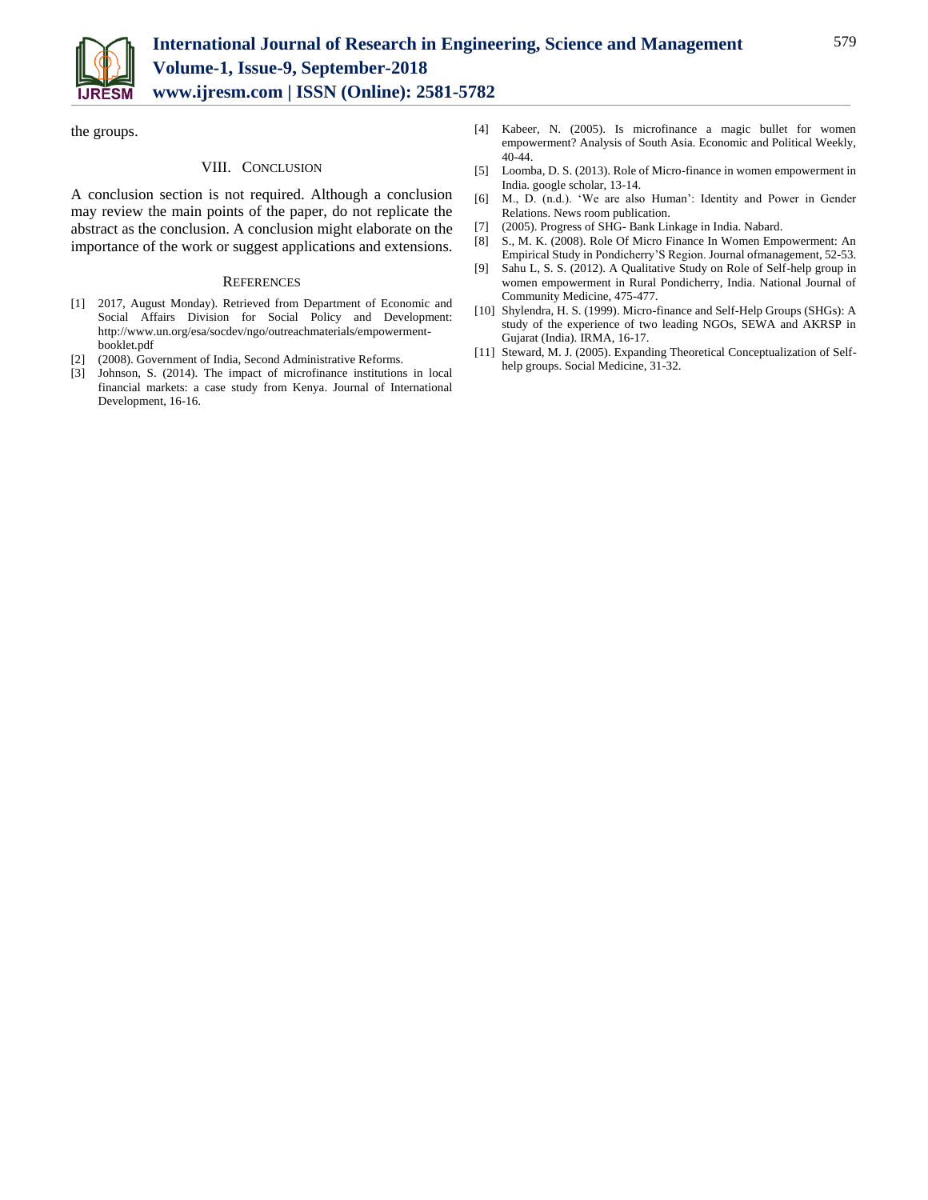the groups.

## VIII. Conclusion

A conclusion section is not required. Although a conclusion may review the main points of the paper, do not replicate the abstract as the conclusion. A conclusion might elaborate on the importance of the work or suggest applications and extensions.

## References

- [1] 2017, August Monday). Retrieved from Department of Economic and Social Affairs Division for Social Policy and Development: http://www.un.org/esa/socdev/ngo/outreachmaterials/empowerment-booklet.pdf
- [2] (2008). Government of India, Second Administrative Reforms.
- [3] Johnson, S. (2014). The impact of microfinance institutions in local financial markets: a case study from Kenya. Journal of International Development, 16-16.
- [4] Kabeer, N. (2005). Is microfinance a magic bullet for women empowerment? Analysis of South Asia. Economic and Political Weekly, 40-44.
- [5] Loomba, D. S. (2013). Role of Micro-finance in women empowerment in India. google scholar, 13-14.
- [6] M., D. (n.d.). 'We are also Human': Identity and Power in Gender Relations. News room publication.
- [7] (2005). Progress of SHG- Bank Linkage in India. Nabard.
- [8] S., M. K. (2008). Role Of Micro Finance In Women Empowerment: An Empirical Study in Pondicherry'S Region. Journal ofmanagement, 52-53.
- [9] Sahu L, S. S. (2012). A Qualitative Study on Role of Self-help group in women empowerment in Rural Pondicherry, India. National Journal of Community Medicine, 475-477.
- [10] Shylendra, H. S. (1999). Micro-finance and Self-Help Groups (SHGs): A study of the experience of two leading NGOs, SEWA and AKRSP in Gujarat (India). IRMA, 16-17.
- [11] Steward, M. J. (2005). Expanding Theoretical Conceptualization of Self-help groups. Social Medicine, 31-32.